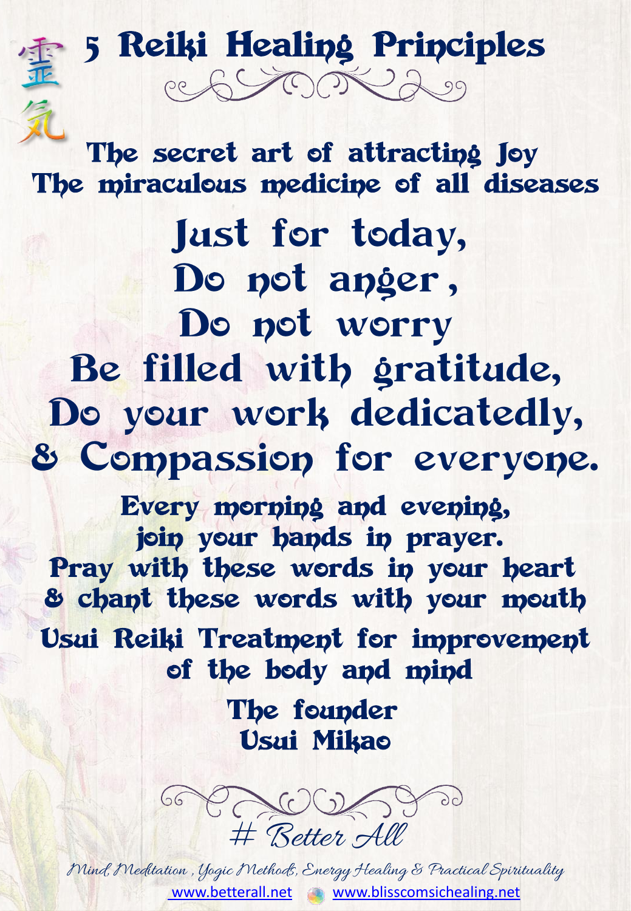霊
気

# 5 Reiki Healing Principles

The secret art of attracting Joy
The miraculous medicine of all diseases

## Just for today,
## Do not anger,
## Do not worry
## Be filled with gratitude,
## Do your work dedicatedly,
## & Compassion for everyone.

Every morning and evening,
join your hands in prayer.
Pray with these words in your heart
& chant these words with your mouth

Usui Reiki Treatment for improvement
of the body and mind

The founder
Usui Mikao

# Better All

*Mind, Meditation, Yogic Methods, Energy Healing & Practical Spirituality*

www.betterall.net www.blisscomsichealing.net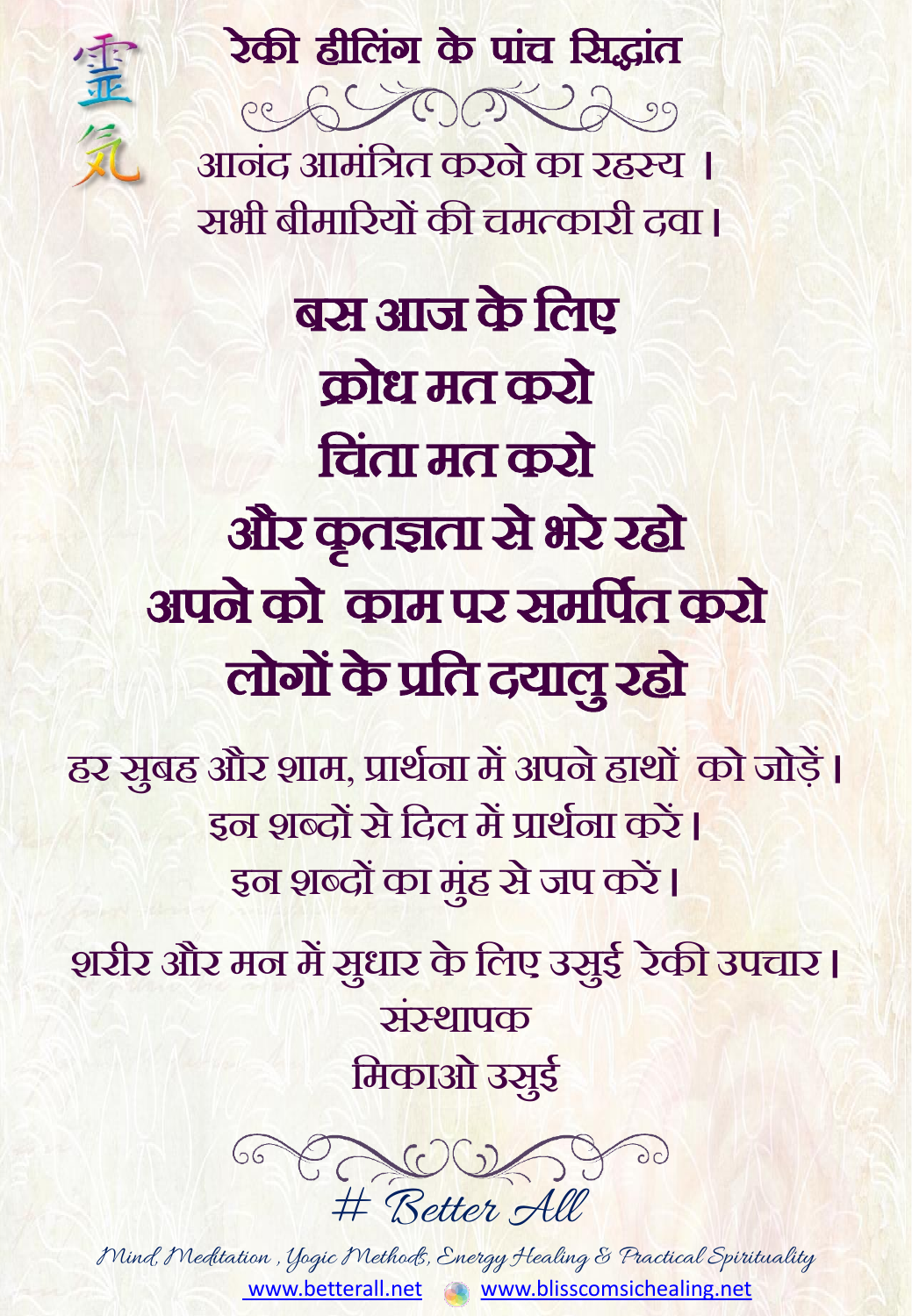# रेकी हीलिंग के पांच सिद्धांत

आनंद आमंत्रित करने का रहस्य ।
सभी बीमारियों की चमत्कारी दवा।

## बस आज के लिए
## क्रोध मत करो
## चिंता मत करो
## और कृतज्ञता से भरे रहो
## अपने को काम पर समर्पित करो
## लोगों के प्रति दयालु रहो

हर सुबह और शाम, प्रार्थना में अपने हाथों को जोड़ें।
इन शब्दों से दिल में प्रार्थना करें।
इन शब्दों का मुंह से जप करें।

शरीर और मन में सुधार के लिए उसुई रेकी उपचार।
संस्थापक
मिकाओ उसुई

# Better All

*Mind, Meditation , Yogic Methods, Energy Healing & Practical Spirituality*

www.betterall.net www.blisscomsichealing.net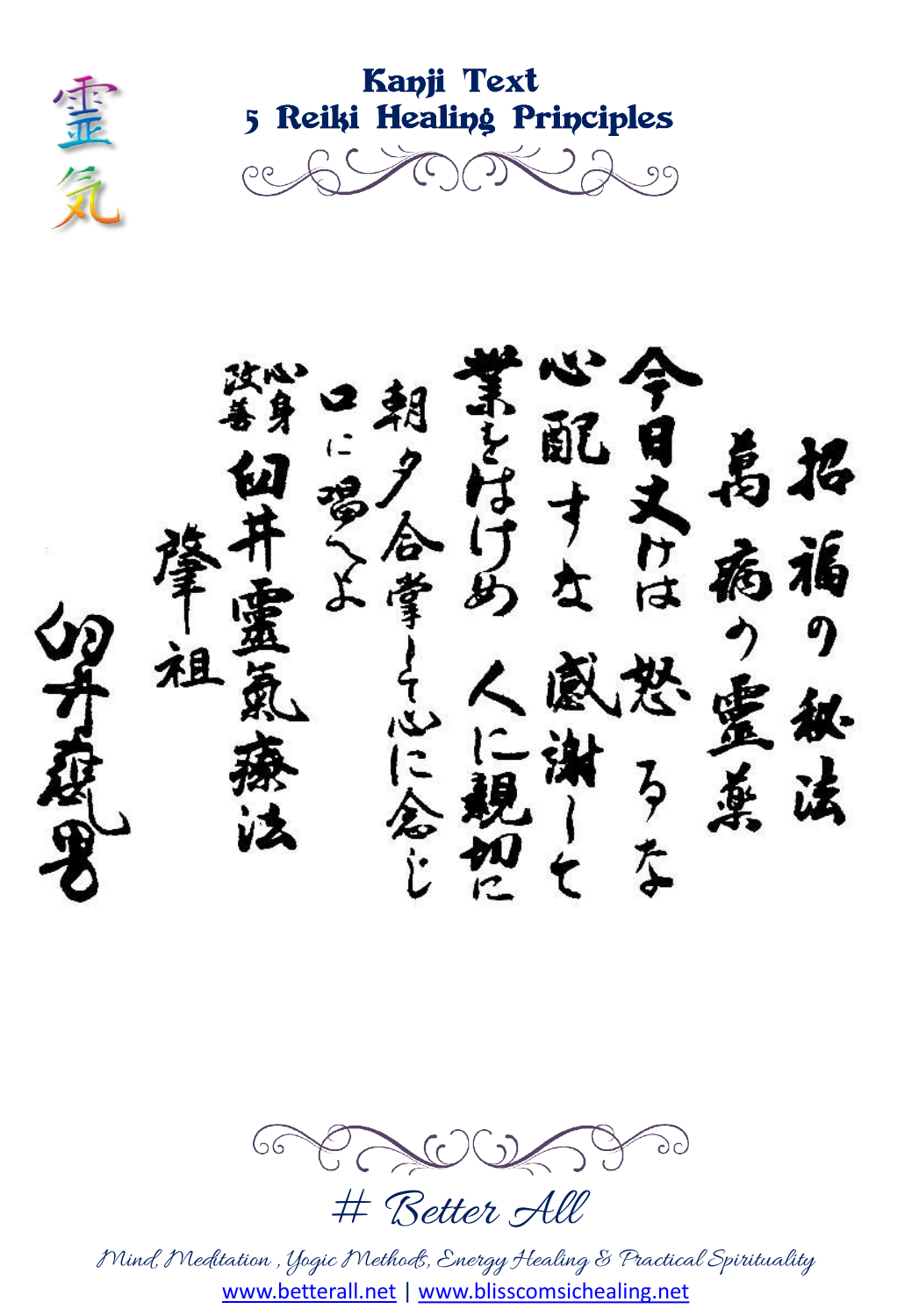# Kanji Text
## 5 Reiki Healing Principles

招福の秘法
萬病の靈薬
今日丈けは　怒るな
心配すな　感謝して
業をはげめ　人に親切に
朝夕合掌して心に念じ
口に唱へよ
心身改善　臼井靈氣療法
肇祖
臼井甕男

# Better All

*Mind, Meditation, Yogic Methods, Energy Healing & Practical Spirituality*

www.betterall.net | www.blisscomsichealing.net